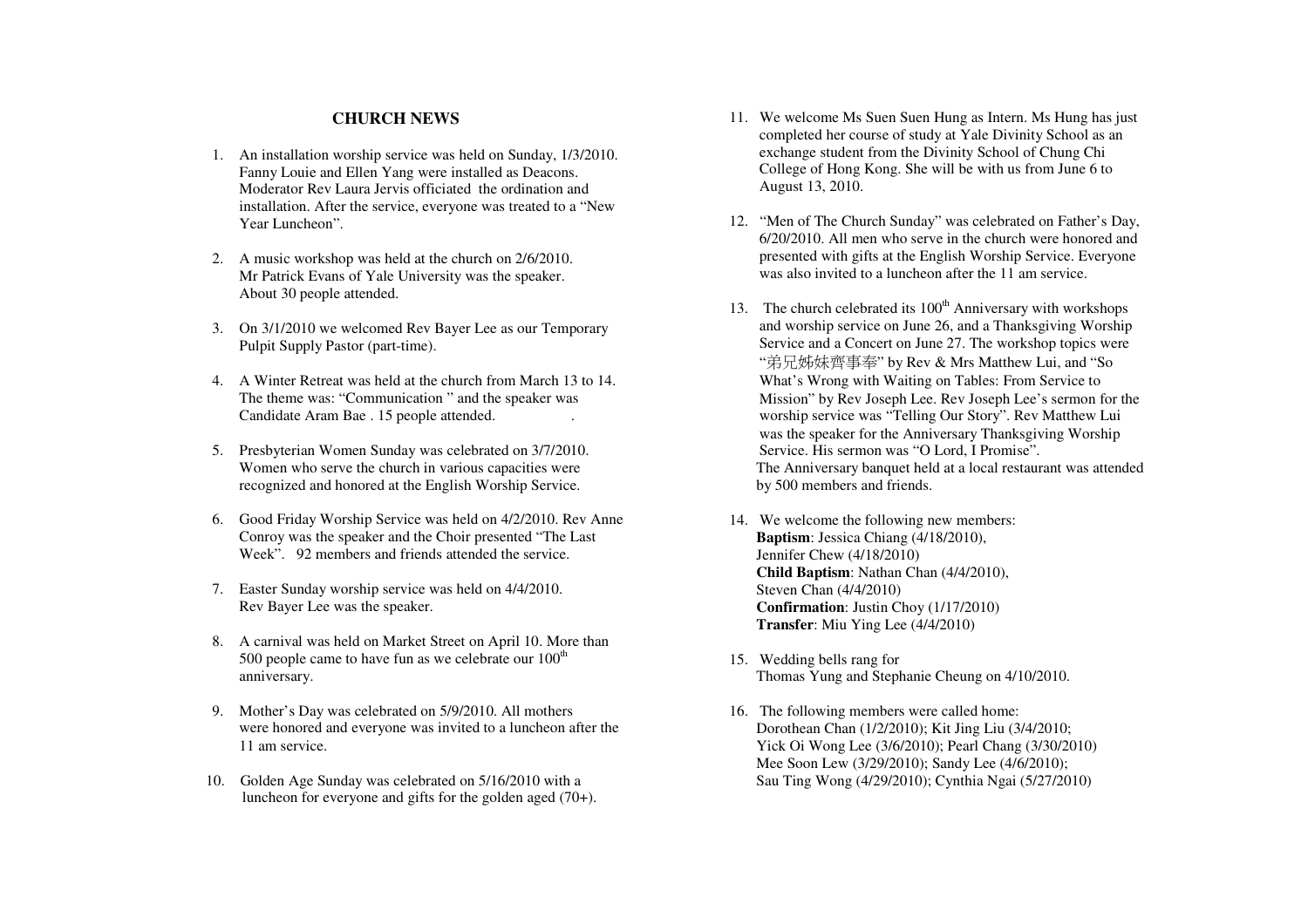## CHURCH NEWS

1. An installation worship service was held on Sunday, 1/3/2010. Fanny Louie and Ellen Yang were installed as Deacons. Moderator Rev Laura Jervis officiated the ordination and installation. After the service, everyone was treated to a "New Year Luncheon".

2. A music workshop was held at the church on 2/6/2010. Mr Patrick Evans of Yale University was the speaker. About 30 people attended.

3. On 3/1/2010 we welcomed Rev Bayer Lee as our Temporary Pulpit Supply Pastor (part-time).

4. A Winter Retreat was held at the church from March 13 to 14. The theme was: "Communication " and the speaker was Candidate Aram Bae . 15 people attended.

5. Presbyterian Women Sunday was celebrated on 3/7/2010. Women who serve the church in various capacities were recognized and honored at the English Worship Service.

6. Good Friday Worship Service was held on 4/2/2010. Rev Anne Conroy was the speaker and the Choir presented "The Last Week". 92 members and friends attended the service.

7. Easter Sunday worship service was held on 4/4/2010. Rev Bayer Lee was the speaker.

8. A carnival was held on Market Street on April 10. More than 500 people came to have fun as we celebrate our 100th anniversary.

9. Mother's Day was celebrated on 5/9/2010. All mothers were honored and everyone was invited to a luncheon after the 11 am service.

10. Golden Age Sunday was celebrated on 5/16/2010 with a luncheon for everyone and gifts for the golden aged (70+).

11. We welcome Ms Suen Suen Hung as Intern. Ms Hung has just completed her course of study at Yale Divinity School as an exchange student from the Divinity School of Chung Chi College of Hong Kong. She will be with us from June 6 to August 13, 2010.

12. "Men of The Church Sunday" was celebrated on Father's Day, 6/20/2010. All men who serve in the church were honored and presented with gifts at the English Worship Service. Everyone was also invited to a luncheon after the 11 am service.

13. The church celebrated its 100th Anniversary with workshops and worship service on June 26, and a Thanksgiving Worship Service and a Concert on June 27. The workshop topics were "弟兄姊妹齊事奉" by Rev & Mrs Matthew Lui, and "So What's Wrong with Waiting on Tables: From Service to Mission" by Rev Joseph Lee. Rev Joseph Lee's sermon for the worship service was "Telling Our Story". Rev Matthew Lui was the speaker for the Anniversary Thanksgiving Worship Service. His sermon was "O Lord, I Promise".
The Anniversary banquet held at a local restaurant was attended by 500 members and friends.

14. We welcome the following new members:
**Baptism**: Jessica Chiang (4/18/2010),
Jennifer Chew (4/18/2010)
**Child Baptism**: Nathan Chan (4/4/2010),
Steven Chan (4/4/2010)
**Confirmation**: Justin Choy (1/17/2010)
**Transfer**: Miu Ying Lee (4/4/2010)

15. Wedding bells rang for
Thomas Yung and Stephanie Cheung on 4/10/2010.

16. The following members were called home:
Dorothean Chan (1/2/2010); Kit Jing Liu (3/4/2010;
Yick Oi Wong Lee (3/6/2010); Pearl Chang (3/30/2010)
Mee Soon Lew (3/29/2010); Sandy Lee (4/6/2010);
Sau Ting Wong (4/29/2010); Cynthia Ngai (5/27/2010)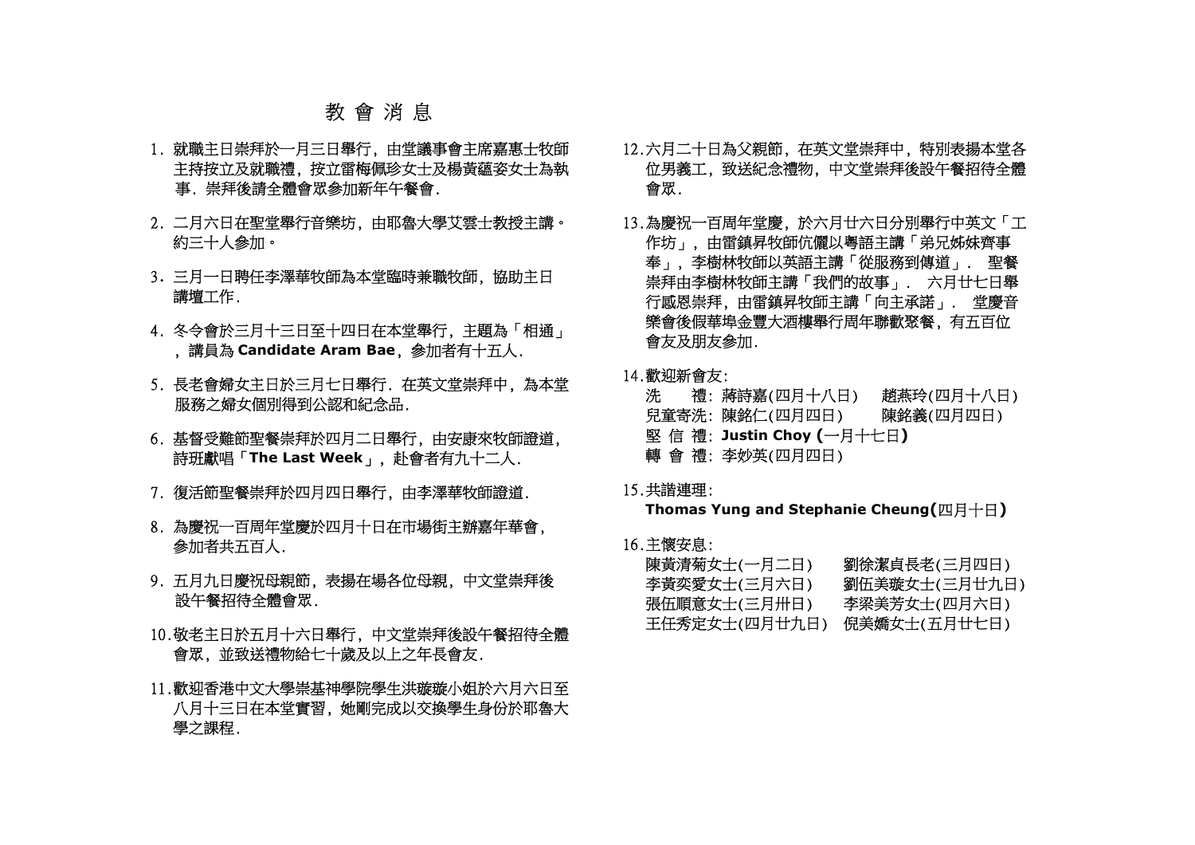# 教 會 消 息

1. 就職主日崇拜於一月三日舉行，由堂議事會主席嘉惠士牧師主持按立及就職禮，按立雷梅佩珍女士及楊黃蘊姿女士為執事．崇拜後請全體會眾參加新年午餐會．

2. 二月六日在聖堂舉行音樂坊，由耶魯大學艾雲士教授主講。約三十人參加。

3. 三月一日聘任李澤華牧師為本堂臨時兼職牧師，協助主日講壇工作．

4. 冬令會於三月十三日至十四日在本堂舉行，主題為「相通」，講員為 **Candidate Aram Bae**，參加者有十五人．

5. 長老會婦女主日於三月七日舉行．在英文堂崇拜中，為本堂服務之婦女個別得到公認和紀念品．

6. 基督受難節聖餐崇拜於四月二日舉行，由安康來牧師證道，詩班獻唱「**The Last Week**」，赴會者有九十二人．

7. 復活節聖餐崇拜於四月四日舉行，由李澤華牧師證道．

8. 為慶祝一百周年堂慶於四月十日在市場街主辦嘉年華會，參加者共五百人．

9. 五月九日慶祝母親節，表揚在場各位母親，中文堂崇拜後設午餐招待全體會眾．

10. 敬老主日於五月十六日舉行，中文堂崇拜後設午餐招待全體會眾，並致送禮物給七十歲及以上之年長會友．

11. 歡迎香港中文大學崇基神學院學生洪璇璇小姐於六月六日至八月十三日在本堂實習，她剛完成以交換學生身份於耶魯大學之課程．

12. 六月二十日為父親節，在英文堂崇拜中，特別表揚本堂各位男義工，致送紀念禮物，中文堂崇拜後設午餐招待全體會眾．

13. 為慶祝一百周年堂慶，於六月廿六日分別舉行中英文「工作坊」，由雷鎮昇牧師伉儷以粵語主講「弟兄姊妹齊事奉」，李樹林牧師以英語主講「從服務到傳道」． 聖餐崇拜由李樹林牧師主講「我們的故事」． 六月廿七日舉行感恩崇拜，由雷鎮昇牧師主講「向主承諾」． 堂慶音樂會後假華埠金豐大酒樓舉行周年聯歡聚餐，有五百位會友及朋友參加．

14. 歡迎新會友:
    洗　　禮: 蔣詩嘉(四月十八日)　趙燕玲(四月十八日)
    兒童寄洗: 陳銘仁(四月四日)　陳銘義(四月四日)
    堅 信 禮: **Justin Choy (**一月十七日**)**
    轉 會 禮: 李妙英(四月四日)

15. 共諧連理:
    **Thomas Yung and Stephanie Cheung(**四月十日**)**

16. 主懷安息:
    陳黃清菊女士(一月二日)　劉徐潔貞長老(三月四日)
    李黃奕愛女士(三月六日)　劉伍美璇女士(三月廿九日)
    張伍順意女士(三月卅日)　李梁美芳女士(四月六日)
    王任秀定女士(四月廿九日)　倪美嬌女士(五月廿七日)